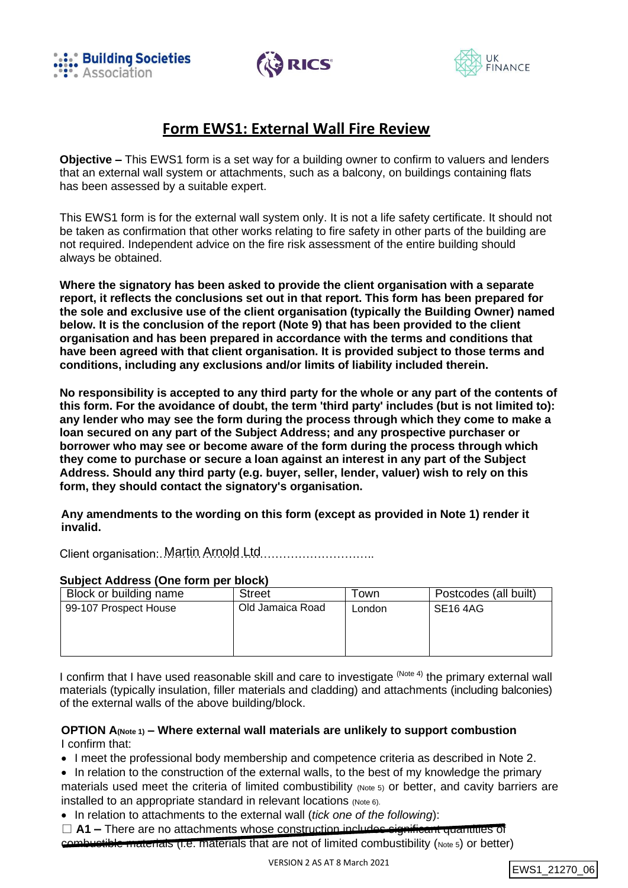Building Societies Association | RICS | UK FINANCE

# Form EWS1: External Wall Fire Review

**Objective –** This EWS1 form is a set way for a building owner to confirm to valuers and lenders that an external wall system or attachments, such as a balcony, on buildings containing flats has been assessed by a suitable expert.

This EWS1 form is for the external wall system only. It is not a life safety certificate. It should not be taken as confirmation that other works relating to fire safety in other parts of the building are not required. Independent advice on the fire risk assessment of the entire building should always be obtained.

**Where the signatory has been asked to provide the client organisation with a separate report, it reflects the conclusions set out in that report. This form has been prepared for the sole and exclusive use of the client organisation (typically the Building Owner) named below. It is the conclusion of the report (Note 9) that has been provided to the client organisation and has been prepared in accordance with the terms and conditions that have been agreed with that client organisation. It is provided subject to those terms and conditions, including any exclusions and/or limits of liability included therein.**

**No responsibility is accepted to any third party for the whole or any part of the contents of this form. For the avoidance of doubt, the term 'third party' includes (but is not limited to): any lender who may see the form during the process through which they come to make a loan secured on any part of the Subject Address; and any prospective purchaser or borrower who may see or become aware of the form during the process through which they come to purchase or secure a loan against an interest in any part of the Subject Address. Should any third party (e.g. buyer, seller, lender, valuer) wish to rely on this form, they should contact the signatory's organisation.**

**Any amendments to the wording on this form (except as provided in Note 1) render it invalid.**

Client organisation: Martin Arnold Ltd

**Subject Address (One form per block)**

| Block or building name | Street | Town | Postcodes (all built) |
|---|---|---|---|
| 99-107 Prospect House | Old Jamaica Road | London | SE16 4AG |

I confirm that I have used reasonable skill and care to investigate (Note 4) the primary external wall materials (typically insulation, filler materials and cladding) and attachments (including balconies) of the external walls of the above building/block.

**OPTION A(Note 1) – Where external wall materials are unlikely to support combustion**
I confirm that:

- I meet the professional body membership and competence criteria as described in Note 2.
- In relation to the construction of the external walls, to the best of my knowledge the primary materials used meet the criteria of limited combustibility (Note 5) or better, and cavity barriers are installed to an appropriate standard in relevant locations (Note 6).
- In relation to attachments to the external wall (*tick one of the following*):

☐ **A1 –** ~~There are no attachments whose construction includes significant quantities of combustible materials~~ (i.e. materials that are not of limited combustibility (Note 5) or better)

VERSION 2 AS AT 8 March 2021

EWS1_21270_06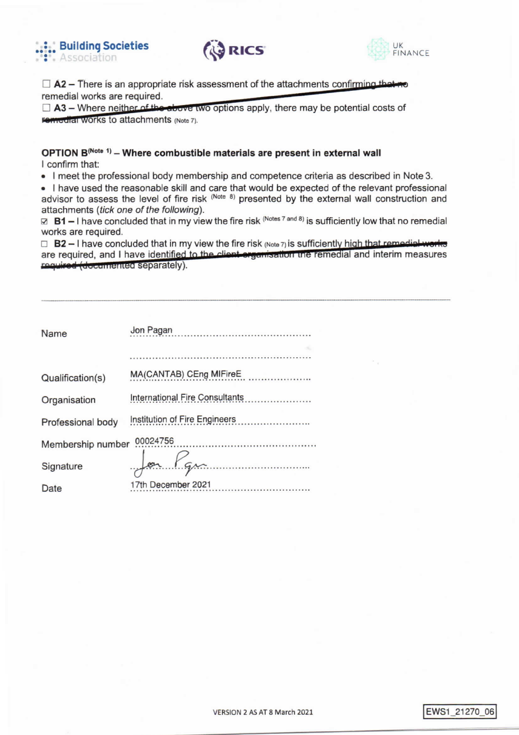☐ **A2** – There is an appropriate risk assessment of the attachments confirming that no remedial works are required.
☐ **A3** – Where neither of the above two options apply, there may be potential costs of remedial works to attachments (Note 7).

**OPTION B[Note 1] – Where combustible materials are present in external wall**
I confirm that:

- I meet the professional body membership and competence criteria as described in Note 3.
- I have used the reasonable skill and care that would be expected of the relevant professional advisor to assess the level of fire risk (Note 8) presented by the external wall construction and attachments (*tick one of the following*).

☑ **B1** – I have concluded that in my view the fire risk (Notes 7 and 8) is sufficiently low that no remedial works are required.
☐ **B2** – I have concluded that in my view the fire risk (Note 7) is sufficiently high that remedial works are required, and I have identified to the client organisation the remedial and interim measures required (documented separately).

---

| | |
|---|---|
| Name | Jon Pagan |
| | |
| Qualification(s) | MA(CANTAB) CEng MIFireE |
| Organisation | International Fire Consultants |
| Professional body | Institution of Fire Engineers |
| Membership number | 00024756 |
| Signature | Jon Pagan |
| Date | 17th December 2021 |

VERSION 2 AS AT 8 March 2021

EWS1_21270_06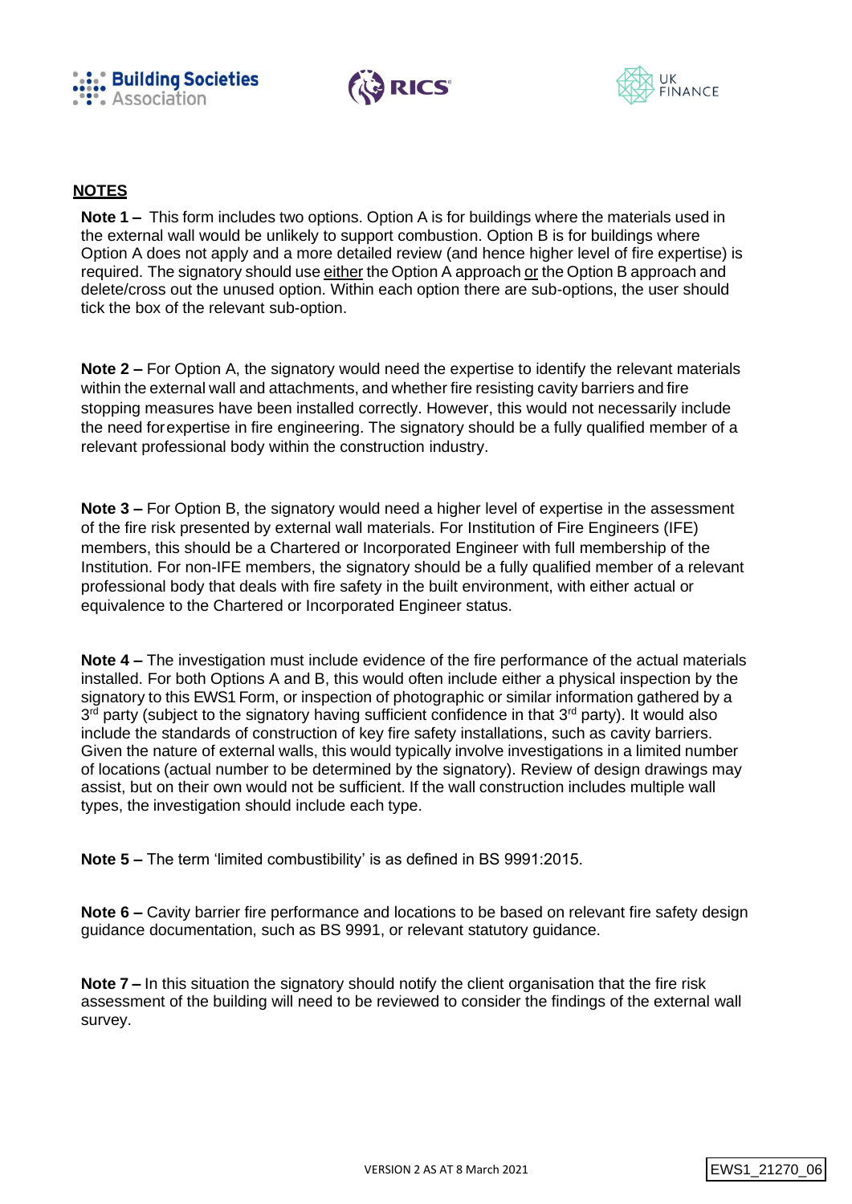## NOTES

**Note 1 –** This form includes two options. Option A is for buildings where the materials used in the external wall would be unlikely to support combustion. Option B is for buildings where Option A does not apply and a more detailed review (and hence higher level of fire expertise) is required. The signatory should use either the Option A approach or the Option B approach and delete/cross out the unused option. Within each option there are sub-options, the user should tick the box of the relevant sub-option.

**Note 2 –** For Option A, the signatory would need the expertise to identify the relevant materials within the external wall and attachments, and whether fire resisting cavity barriers and fire stopping measures have been installed correctly. However, this would not necessarily include the need for expertise in fire engineering. The signatory should be a fully qualified member of a relevant professional body within the construction industry.

**Note 3 –** For Option B, the signatory would need a higher level of expertise in the assessment of the fire risk presented by external wall materials. For Institution of Fire Engineers (IFE) members, this should be a Chartered or Incorporated Engineer with full membership of the Institution. For non-IFE members, the signatory should be a fully qualified member of a relevant professional body that deals with fire safety in the built environment, with either actual or equivalence to the Chartered or Incorporated Engineer status.

**Note 4 –** The investigation must include evidence of the fire performance of the actual materials installed. For both Options A and B, this would often include either a physical inspection by the signatory to this EWS1 Form, or inspection of photographic or similar information gathered by a 3rd party (subject to the signatory having sufficient confidence in that 3rd party). It would also include the standards of construction of key fire safety installations, such as cavity barriers. Given the nature of external walls, this would typically involve investigations in a limited number of locations (actual number to be determined by the signatory). Review of design drawings may assist, but on their own would not be sufficient. If the wall construction includes multiple wall types, the investigation should include each type.

**Note 5 –** The term 'limited combustibility' is as defined in BS 9991:2015.

**Note 6 –** Cavity barrier fire performance and locations to be based on relevant fire safety design guidance documentation, such as BS 9991, or relevant statutory guidance.

**Note 7 –** In this situation the signatory should notify the client organisation that the fire risk assessment of the building will need to be reviewed to consider the findings of the external wall survey.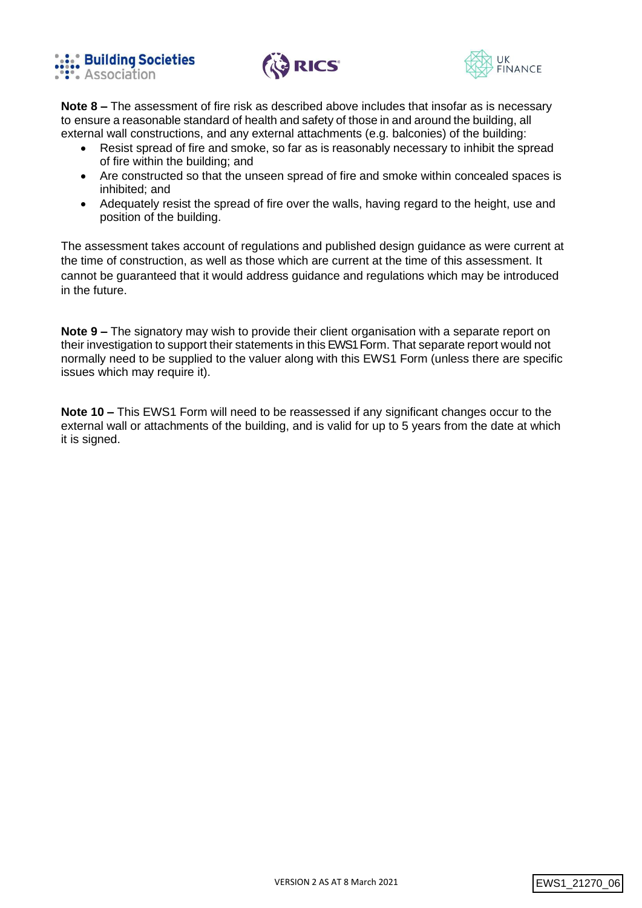**Note 8 –** The assessment of fire risk as described above includes that insofar as is necessary to ensure a reasonable standard of health and safety of those in and around the building, all external wall constructions, and any external attachments (e.g. balconies) of the building:

- Resist spread of fire and smoke, so far as is reasonably necessary to inhibit the spread of fire within the building; and
- Are constructed so that the unseen spread of fire and smoke within concealed spaces is inhibited; and
- Adequately resist the spread of fire over the walls, having regard to the height, use and position of the building.

The assessment takes account of regulations and published design guidance as were current at the time of construction, as well as those which are current at the time of this assessment. It cannot be guaranteed that it would address guidance and regulations which may be introduced in the future.

**Note 9 –** The signatory may wish to provide their client organisation with a separate report on their investigation to support their statements in this EWS1 Form. That separate report would not normally need to be supplied to the valuer along with this EWS1 Form (unless there are specific issues which may require it).

**Note 10 –** This EWS1 Form will need to be reassessed if any significant changes occur to the external wall or attachments of the building, and is valid for up to 5 years from the date at which it is signed.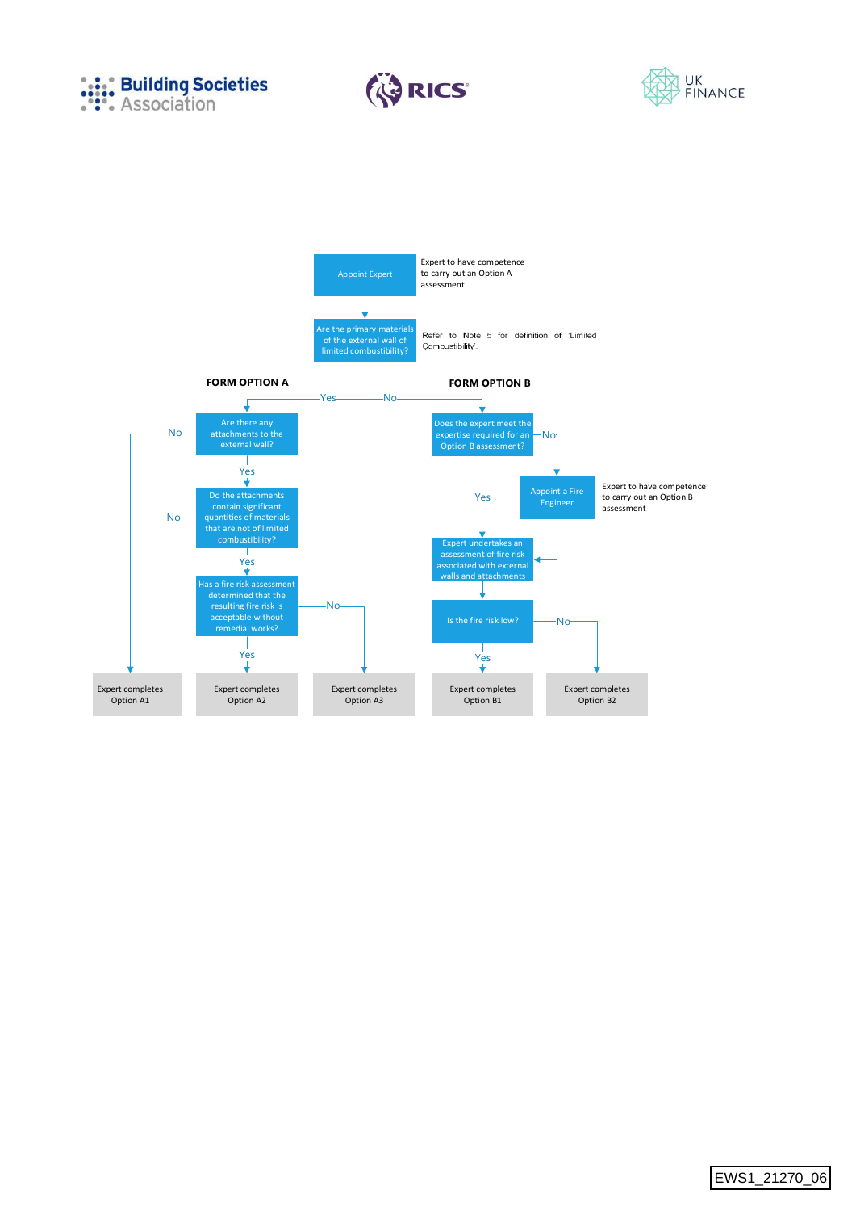Building Societies Association

RICS

UK FINANCE

Appoint Expert

Expert to have competence to carry out an Option A assessment

Are the primary materials of the external wall of limited combustibility?

Refer to Note 5 for definition of 'Limited Combustibility'.

**FORM OPTION A**

**FORM OPTION B**

Yes

No

Are there any attachments to the external wall?

No

Yes

Do the attachments contain significant quantities of materials that are not of limited combustibility?

No

Yes

Has a fire risk assessment determined that the resulting fire risk is acceptable without remedial works?

No

Yes

Does the expert meet the expertise required for an Option B assessment?

No

Appoint a Fire Engineer

Expert to have competence to carry out an Option B assessment

Yes

Expert undertakes an assessment of fire risk associated with external walls and attachments

Is the fire risk low?

No

Yes

Expert completes Option A1

Expert completes Option A2

Expert completes Option A3

Expert completes Option B1

Expert completes Option B2

EWS1_21270_06